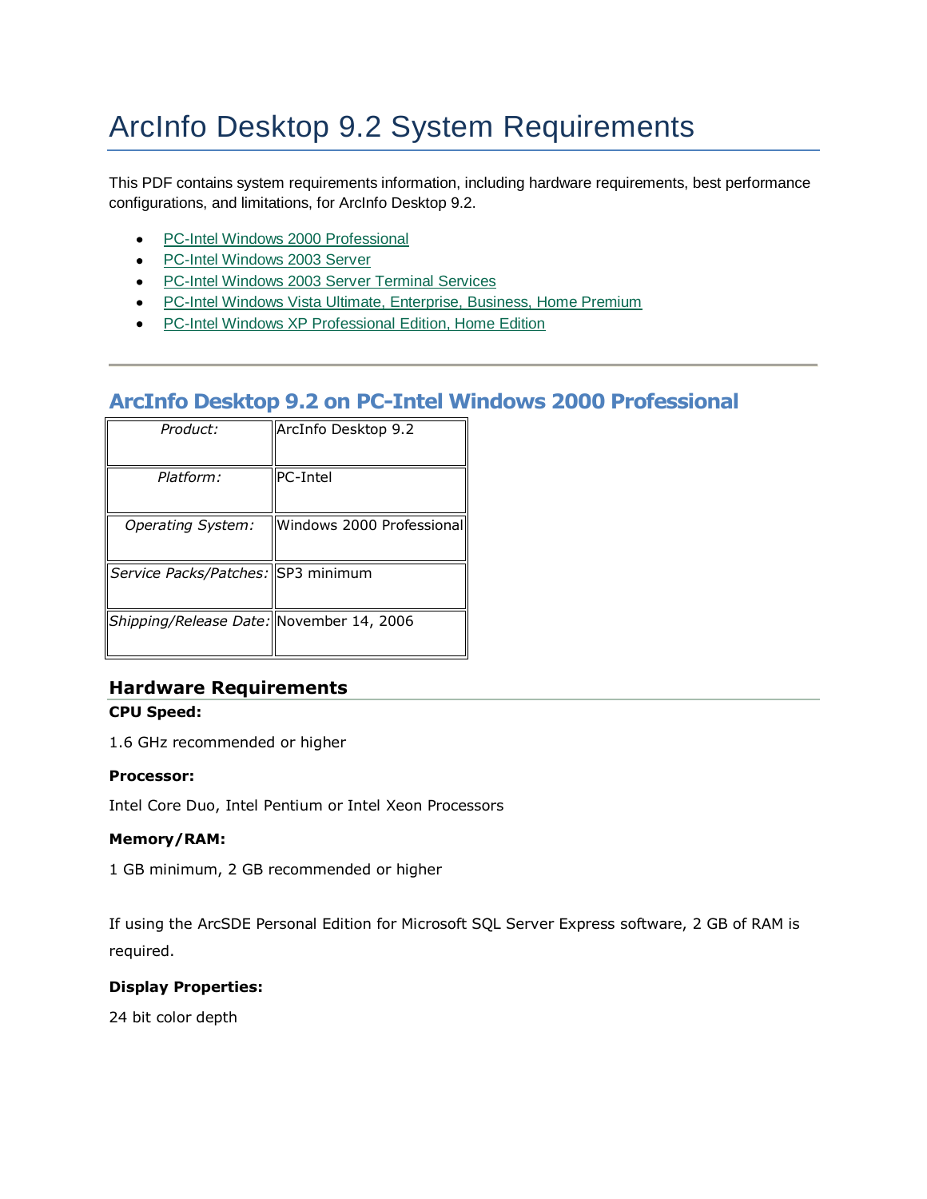# ArcInfo Desktop 9.2 System Requirements

This PDF contains system requirements information, including hardware requirements, best performance configurations, and limitations, for ArcInfo Desktop 9.2.

- PC-Intel Windows 2000 Professional
- PC-Intel Windows 2003 Server
- PC-Intel Windows 2003 Server Terminal Services
- PC-Intel Windows Vista Ultimate, Enterprise, Business, Home Premium
- PC-Intel Windows XP Professional Edition, Home Edition

---

## ArcInfo Desktop 9.2 on PC-Intel Windows 2000 Professional

| | |
|---|---|
| *Product:* | ArcInfo Desktop 9.2 |
| *Platform:* | PC-Intel |
| *Operating System:* | Windows 2000 Professional |
| *Service Packs/Patches:* | SP3 minimum |
| *Shipping/Release Date:* | November 14, 2006 |

### Hardware Requirements

**CPU Speed:**

1.6 GHz recommended or higher

**Processor:**

Intel Core Duo, Intel Pentium or Intel Xeon Processors

**Memory/RAM:**

1 GB minimum, 2 GB recommended or higher

If using the ArcSDE Personal Edition for Microsoft SQL Server Express software, 2 GB of RAM is required.

**Display Properties:**

24 bit color depth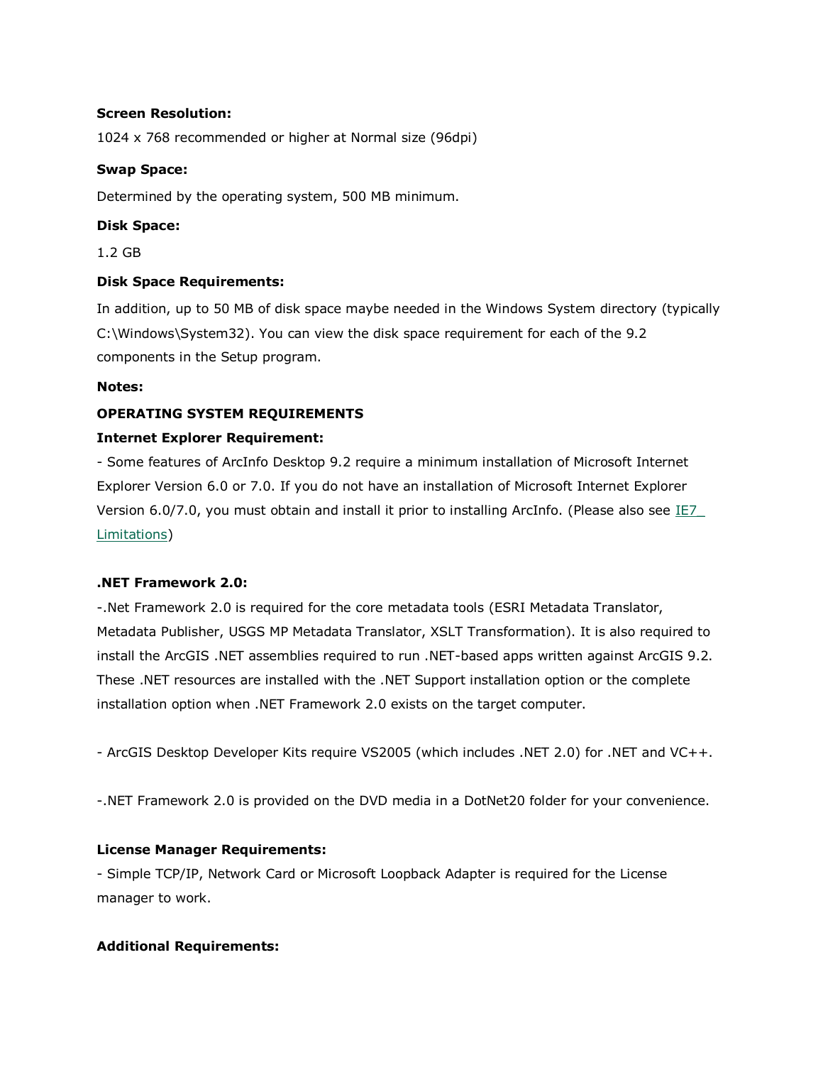**Screen Resolution:**

1024 x 768 recommended or higher at Normal size (96dpi)

**Swap Space:**

Determined by the operating system, 500 MB minimum.

**Disk Space:**

1.2 GB

**Disk Space Requirements:**

In addition, up to 50 MB of disk space maybe needed in the Windows System directory (typically C:\Windows\System32). You can view the disk space requirement for each of the 9.2 components in the Setup program.

**Notes:**

**OPERATING SYSTEM REQUIREMENTS**

**Internet Explorer Requirement:**

- Some features of ArcInfo Desktop 9.2 require a minimum installation of Microsoft Internet Explorer Version 6.0 or 7.0. If you do not have an installation of Microsoft Internet Explorer Version 6.0/7.0, you must obtain and install it prior to installing ArcInfo. (Please also see IE7_ Limitations)

**.NET Framework 2.0:**

-.Net Framework 2.0 is required for the core metadata tools (ESRI Metadata Translator, Metadata Publisher, USGS MP Metadata Translator, XSLT Transformation). It is also required to install the ArcGIS .NET assemblies required to run .NET-based apps written against ArcGIS 9.2. These .NET resources are installed with the .NET Support installation option or the complete installation option when .NET Framework 2.0 exists on the target computer.

- ArcGIS Desktop Developer Kits require VS2005 (which includes .NET 2.0) for .NET and VC++.

-.NET Framework 2.0 is provided on the DVD media in a DotNet20 folder for your convenience.

**License Manager Requirements:**

- Simple TCP/IP, Network Card or Microsoft Loopback Adapter is required for the License manager to work.

**Additional Requirements:**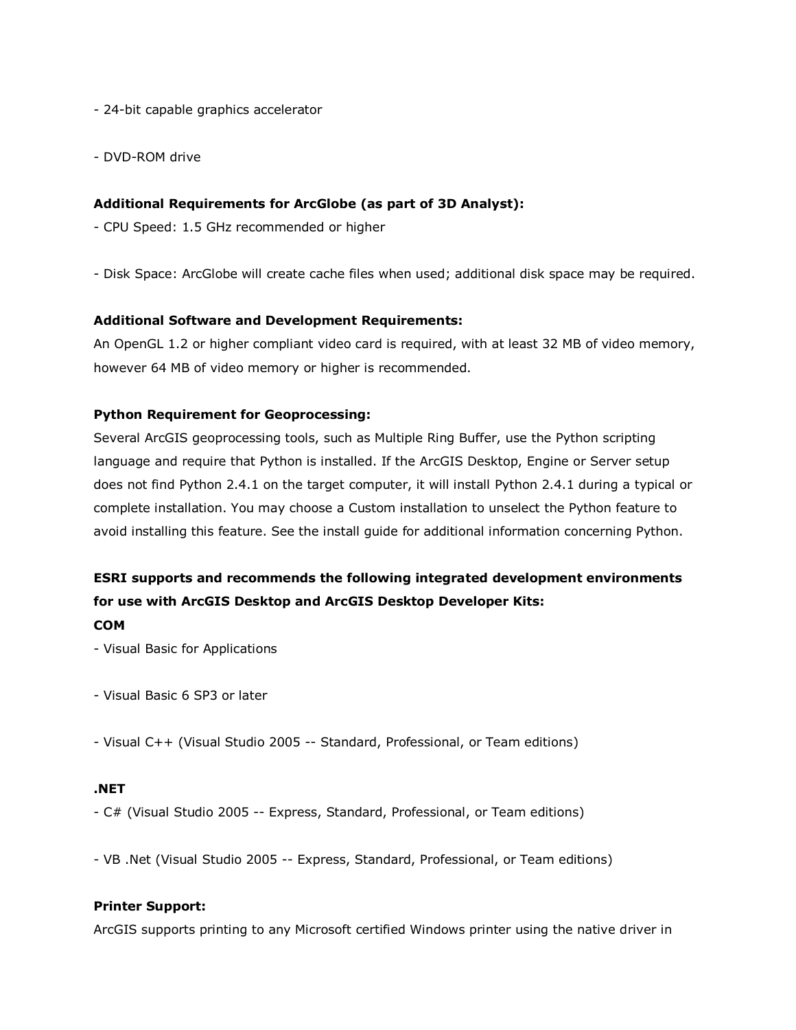- 24-bit capable graphics accelerator

- DVD-ROM drive

**Additional Requirements for ArcGlobe (as part of 3D Analyst):**

- CPU Speed: 1.5 GHz recommended or higher

- Disk Space: ArcGlobe will create cache files when used; additional disk space may be required.

**Additional Software and Development Requirements:**

An OpenGL 1.2 or higher compliant video card is required, with at least 32 MB of video memory, however 64 MB of video memory or higher is recommended.

**Python Requirement for Geoprocessing:**

Several ArcGIS geoprocessing tools, such as Multiple Ring Buffer, use the Python scripting language and require that Python is installed. If the ArcGIS Desktop, Engine or Server setup does not find Python 2.4.1 on the target computer, it will install Python 2.4.1 during a typical or complete installation. You may choose a Custom installation to unselect the Python feature to avoid installing this feature. See the install guide for additional information concerning Python.

**ESRI supports and recommends the following integrated development environments for use with ArcGIS Desktop and ArcGIS Desktop Developer Kits:**

**COM**

- Visual Basic for Applications

- Visual Basic 6 SP3 or later

- Visual C++ (Visual Studio 2005 -- Standard, Professional, or Team editions)

**.NET**

- C# (Visual Studio 2005 -- Express, Standard, Professional, or Team editions)

- VB .Net (Visual Studio 2005 -- Express, Standard, Professional, or Team editions)

**Printer Support:**

ArcGIS supports printing to any Microsoft certified Windows printer using the native driver in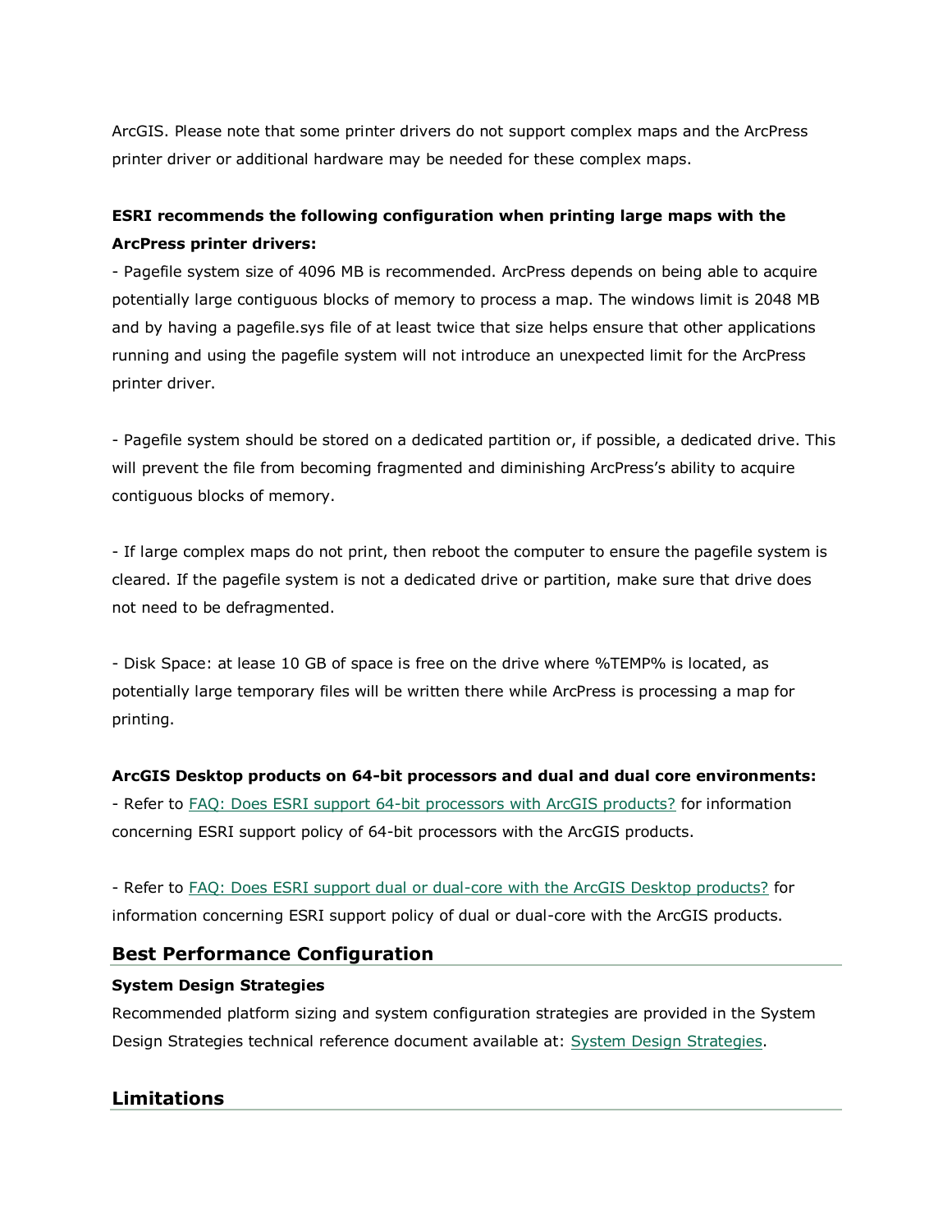ArcGIS. Please note that some printer drivers do not support complex maps and the ArcPress printer driver or additional hardware may be needed for these complex maps.

**ESRI recommends the following configuration when printing large maps with the ArcPress printer drivers:**

- Pagefile system size of 4096 MB is recommended. ArcPress depends on being able to acquire potentially large contiguous blocks of memory to process a map. The windows limit is 2048 MB and by having a pagefile.sys file of at least twice that size helps ensure that other applications running and using the pagefile system will not introduce an unexpected limit for the ArcPress printer driver.

- Pagefile system should be stored on a dedicated partition or, if possible, a dedicated drive. This will prevent the file from becoming fragmented and diminishing ArcPress's ability to acquire contiguous blocks of memory.

- If large complex maps do not print, then reboot the computer to ensure the pagefile system is cleared. If the pagefile system is not a dedicated drive or partition, make sure that drive does not need to be defragmented.

- Disk Space: at lease 10 GB of space is free on the drive where %TEMP% is located, as potentially large temporary files will be written there while ArcPress is processing a map for printing.

**ArcGIS Desktop products on 64-bit processors and dual and dual core environments:**

- Refer to FAQ: Does ESRI support 64-bit processors with ArcGIS products? for information concerning ESRI support policy of 64-bit processors with the ArcGIS products.

- Refer to FAQ: Does ESRI support dual or dual-core with the ArcGIS Desktop products? for information concerning ESRI support policy of dual or dual-core with the ArcGIS products.

## Best Performance Configuration

**System Design Strategies**

Recommended platform sizing and system configuration strategies are provided in the System Design Strategies technical reference document available at: System Design Strategies.

## Limitations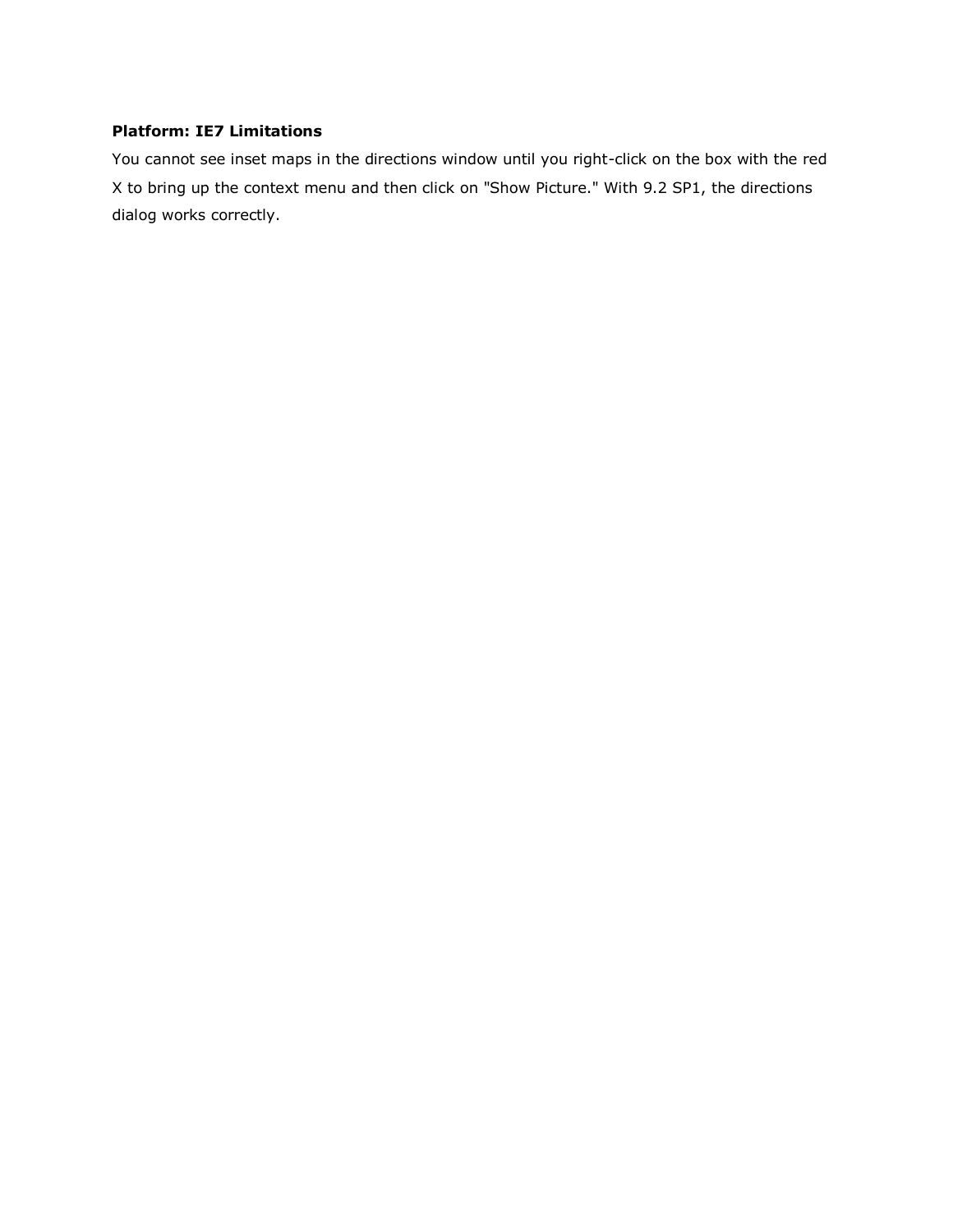**Platform: IE7 Limitations**

You cannot see inset maps in the directions window until you right-click on the box with the red X to bring up the context menu and then click on "Show Picture." With 9.2 SP1, the directions dialog works correctly.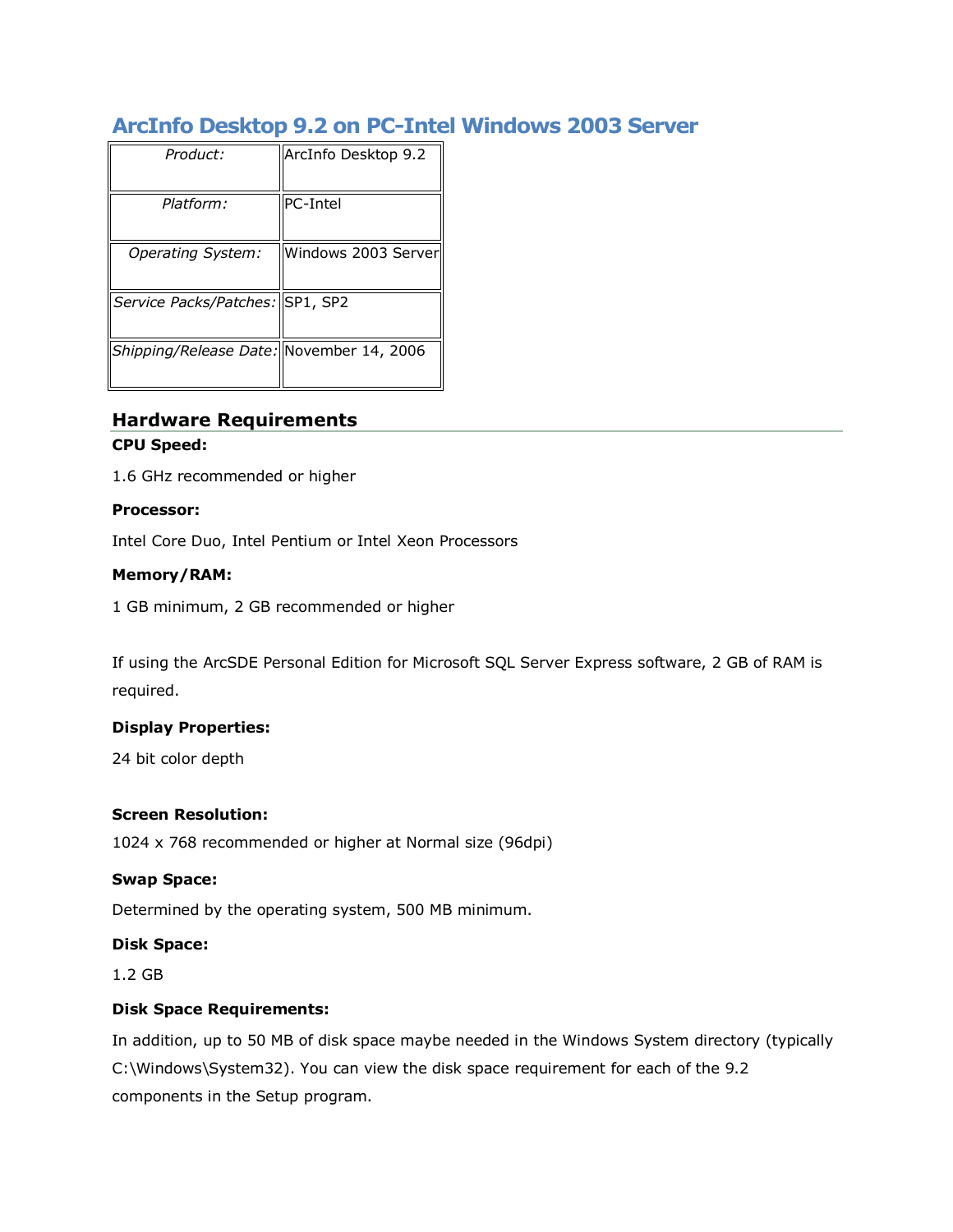# ArcInfo Desktop 9.2 on PC-Intel Windows 2003 Server

| | |
|---|---|
| *Product:* | ArcInfo Desktop 9.2 |
| *Platform:* | PC-Intel |
| *Operating System:* | Windows 2003 Server |
| *Service Packs/Patches:* | SP1, SP2 |
| *Shipping/Release Date:* | November 14, 2006 |

## Hardware Requirements

**CPU Speed:**

1.6 GHz recommended or higher

**Processor:**

Intel Core Duo, Intel Pentium or Intel Xeon Processors

**Memory/RAM:**

1 GB minimum, 2 GB recommended or higher

If using the ArcSDE Personal Edition for Microsoft SQL Server Express software, 2 GB of RAM is required.

**Display Properties:**

24 bit color depth

**Screen Resolution:**

1024 x 768 recommended or higher at Normal size (96dpi)

**Swap Space:**

Determined by the operating system, 500 MB minimum.

**Disk Space:**

1.2 GB

**Disk Space Requirements:**

In addition, up to 50 MB of disk space maybe needed in the Windows System directory (typically C:\Windows\System32). You can view the disk space requirement for each of the 9.2 components in the Setup program.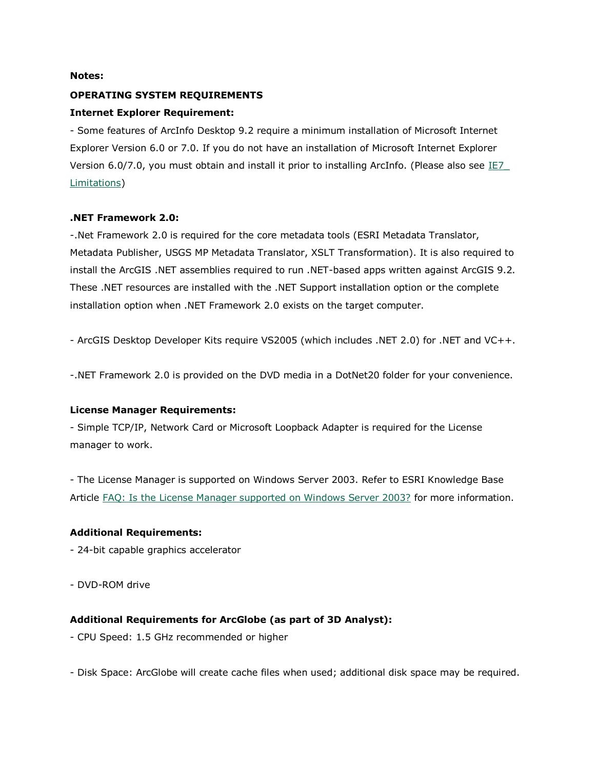**Notes:**

**OPERATING SYSTEM REQUIREMENTS**

**Internet Explorer Requirement:**

- Some features of ArcInfo Desktop 9.2 require a minimum installation of Microsoft Internet Explorer Version 6.0 or 7.0. If you do not have an installation of Microsoft Internet Explorer Version 6.0/7.0, you must obtain and install it prior to installing ArcInfo. (Please also see IE7_ Limitations)

**.NET Framework 2.0:**

-.Net Framework 2.0 is required for the core metadata tools (ESRI Metadata Translator, Metadata Publisher, USGS MP Metadata Translator, XSLT Transformation). It is also required to install the ArcGIS .NET assemblies required to run .NET-based apps written against ArcGIS 9.2. These .NET resources are installed with the .NET Support installation option or the complete installation option when .NET Framework 2.0 exists on the target computer.

- ArcGIS Desktop Developer Kits require VS2005 (which includes .NET 2.0) for .NET and VC++.

-.NET Framework 2.0 is provided on the DVD media in a DotNet20 folder for your convenience.

**License Manager Requirements:**

- Simple TCP/IP, Network Card or Microsoft Loopback Adapter is required for the License manager to work.

- The License Manager is supported on Windows Server 2003. Refer to ESRI Knowledge Base Article FAQ: Is the License Manager supported on Windows Server 2003? for more information.

**Additional Requirements:**

- 24-bit capable graphics accelerator

- DVD-ROM drive

**Additional Requirements for ArcGlobe (as part of 3D Analyst):**

- CPU Speed: 1.5 GHz recommended or higher

- Disk Space: ArcGlobe will create cache files when used; additional disk space may be required.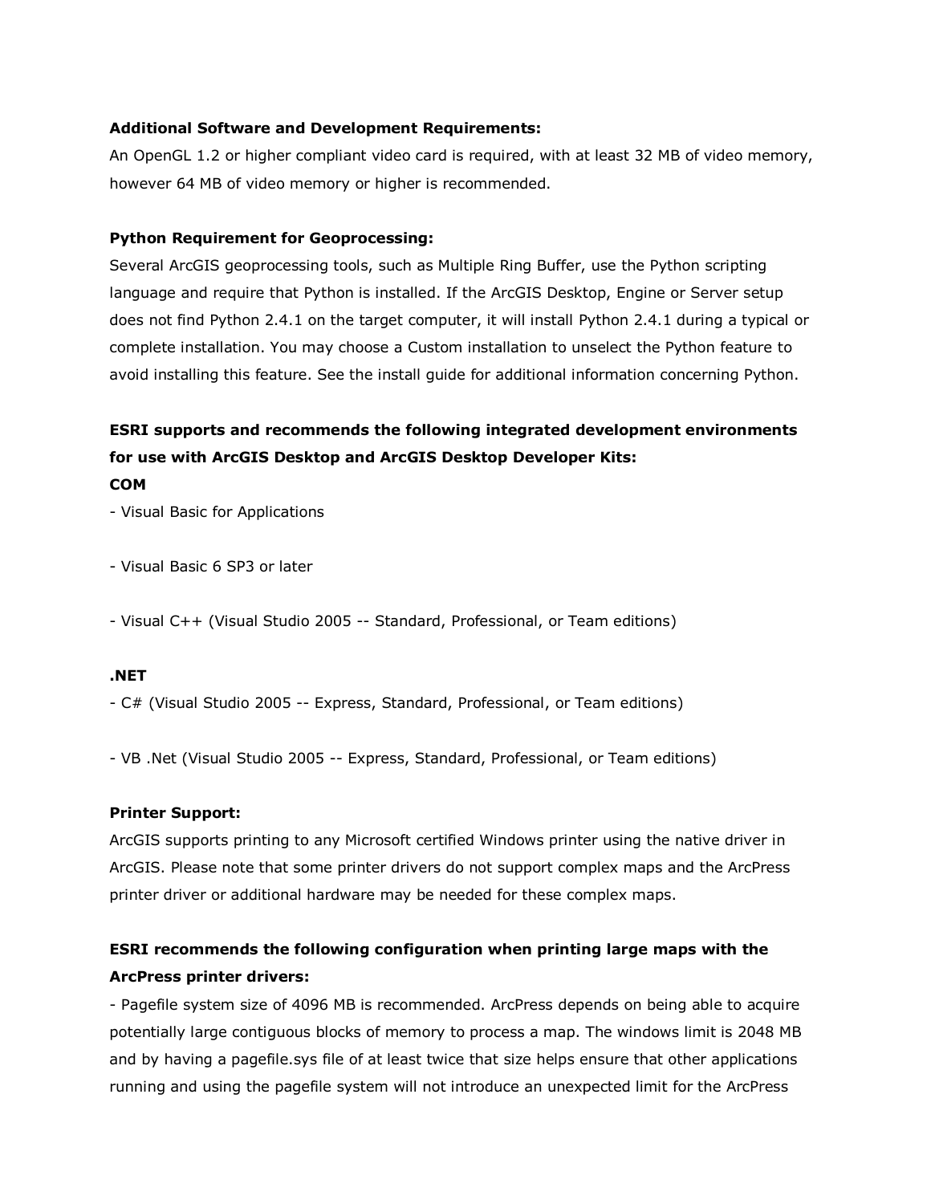**Additional Software and Development Requirements:**
An OpenGL 1.2 or higher compliant video card is required, with at least 32 MB of video memory, however 64 MB of video memory or higher is recommended.

**Python Requirement for Geoprocessing:**
Several ArcGIS geoprocessing tools, such as Multiple Ring Buffer, use the Python scripting language and require that Python is installed. If the ArcGIS Desktop, Engine or Server setup does not find Python 2.4.1 on the target computer, it will install Python 2.4.1 during a typical or complete installation. You may choose a Custom installation to unselect the Python feature to avoid installing this feature. See the install guide for additional information concerning Python.

**ESRI supports and recommends the following integrated development environments for use with ArcGIS Desktop and ArcGIS Desktop Developer Kits:**
**COM**

- Visual Basic for Applications

- Visual Basic 6 SP3 or later

- Visual C++ (Visual Studio 2005 -- Standard, Professional, or Team editions)

**.NET**

- C# (Visual Studio 2005 -- Express, Standard, Professional, or Team editions)

- VB .Net (Visual Studio 2005 -- Express, Standard, Professional, or Team editions)

**Printer Support:**
ArcGIS supports printing to any Microsoft certified Windows printer using the native driver in ArcGIS. Please note that some printer drivers do not support complex maps and the ArcPress printer driver or additional hardware may be needed for these complex maps.

**ESRI recommends the following configuration when printing large maps with the ArcPress printer drivers:**

- Pagefile system size of 4096 MB is recommended. ArcPress depends on being able to acquire potentially large contiguous blocks of memory to process a map. The windows limit is 2048 MB and by having a pagefile.sys file of at least twice that size helps ensure that other applications running and using the pagefile system will not introduce an unexpected limit for the ArcPress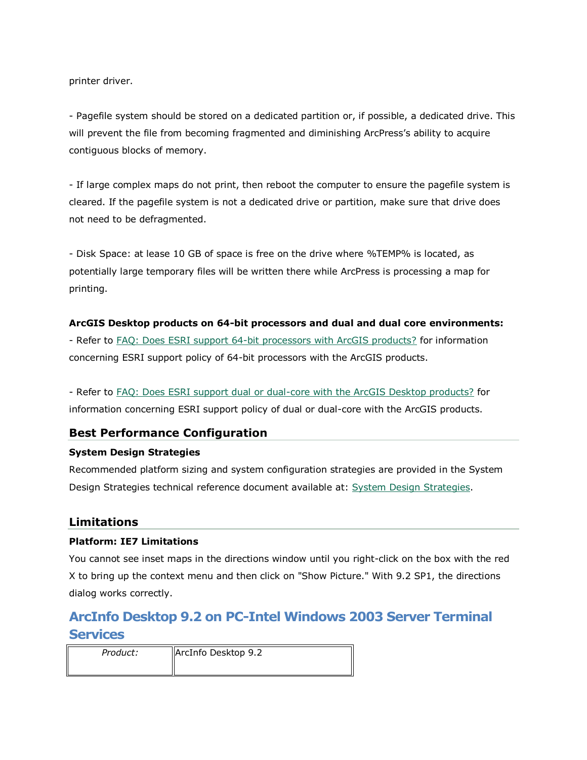printer driver.

- Pagefile system should be stored on a dedicated partition or, if possible, a dedicated drive. This will prevent the file from becoming fragmented and diminishing ArcPress's ability to acquire contiguous blocks of memory.

- If large complex maps do not print, then reboot the computer to ensure the pagefile system is cleared. If the pagefile system is not a dedicated drive or partition, make sure that drive does not need to be defragmented.

- Disk Space: at lease 10 GB of space is free on the drive where %TEMP% is located, as potentially large temporary files will be written there while ArcPress is processing a map for printing.

**ArcGIS Desktop products on 64-bit processors and dual and dual core environments:**
- Refer to FAQ: Does ESRI support 64-bit processors with ArcGIS products? for information concerning ESRI support policy of 64-bit processors with the ArcGIS products.

- Refer to FAQ: Does ESRI support dual or dual-core with the ArcGIS Desktop products? for information concerning ESRI support policy of dual or dual-core with the ArcGIS products.

## Best Performance Configuration

**System Design Strategies**

Recommended platform sizing and system configuration strategies are provided in the System Design Strategies technical reference document available at: System Design Strategies.

## Limitations

**Platform: IE7 Limitations**

You cannot see inset maps in the directions window until you right-click on the box with the red X to bring up the context menu and then click on "Show Picture." With 9.2 SP1, the directions dialog works correctly.

# ArcInfo Desktop 9.2 on PC-Intel Windows 2003 Server Terminal Services

| *Product:* | ArcInfo Desktop 9.2 |
| --- | --- |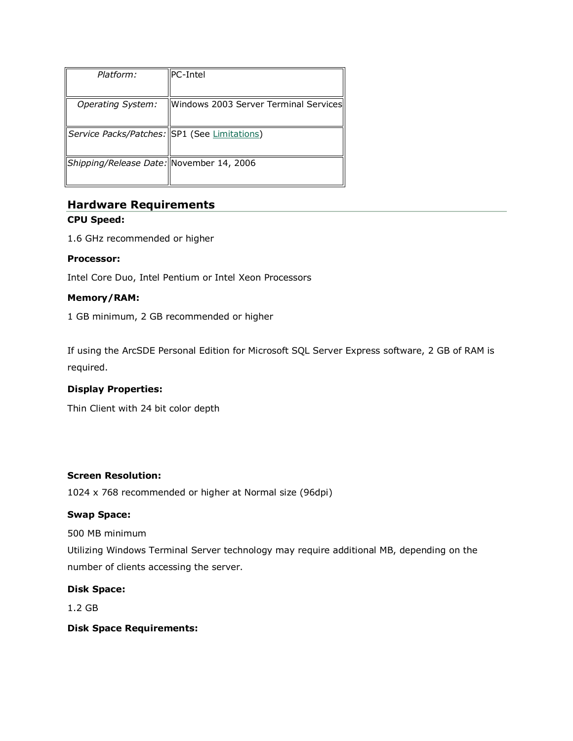| *Platform:* | PC-Intel |
| --- | --- |
| *Operating System:* | Windows 2003 Server Terminal Services |
| *Service Packs/Patches:* | SP1 (See Limitations) |
| *Shipping/Release Date:* | November 14, 2006 |

## Hardware Requirements

**CPU Speed:**

1.6 GHz recommended or higher

**Processor:**

Intel Core Duo, Intel Pentium or Intel Xeon Processors

**Memory/RAM:**

1 GB minimum, 2 GB recommended or higher

If using the ArcSDE Personal Edition for Microsoft SQL Server Express software, 2 GB of RAM is required.

**Display Properties:**

Thin Client with 24 bit color depth

**Screen Resolution:**

1024 x 768 recommended or higher at Normal size (96dpi)

**Swap Space:**

500 MB minimum
Utilizing Windows Terminal Server technology may require additional MB, depending on the number of clients accessing the server.

**Disk Space:**

1.2 GB

**Disk Space Requirements:**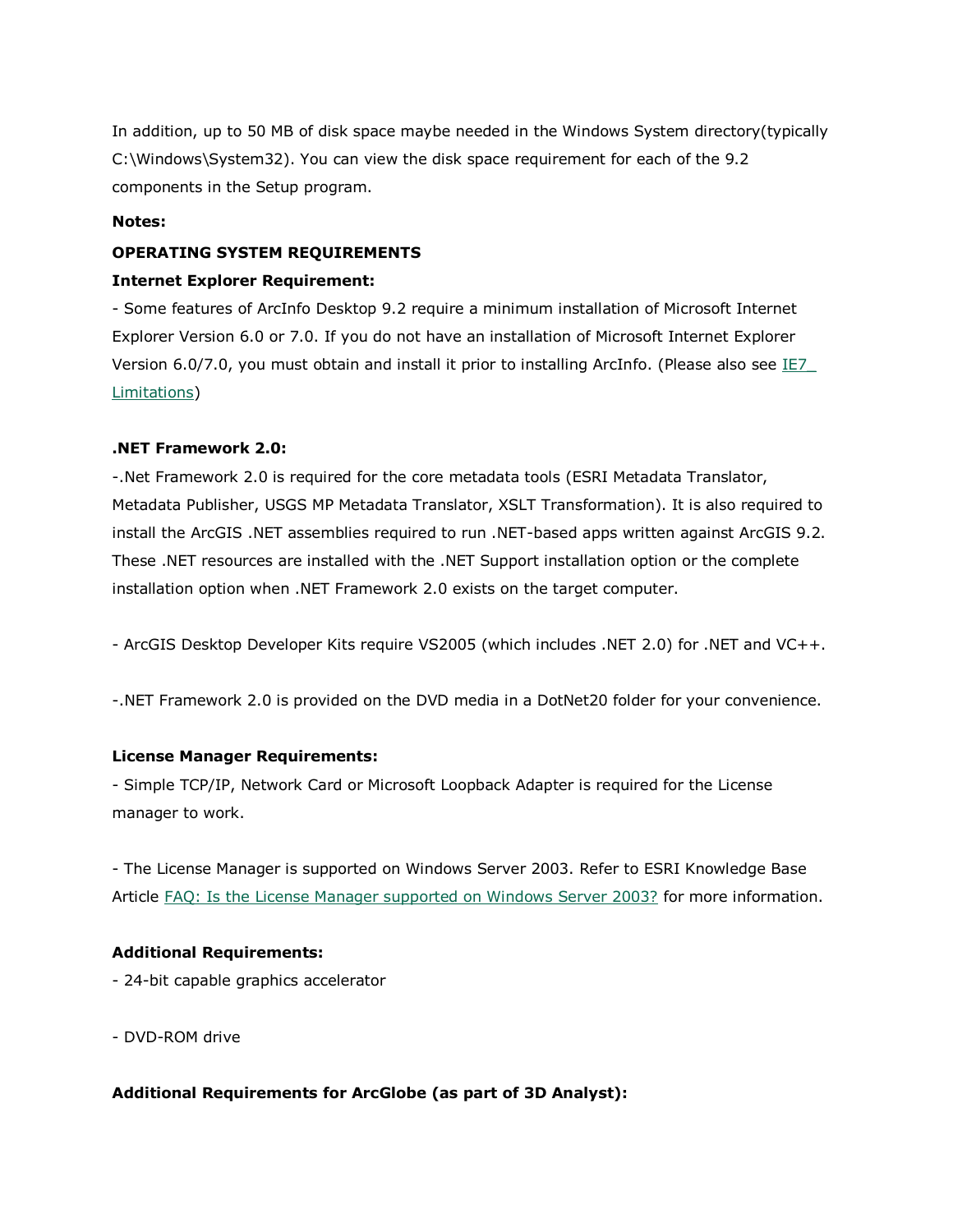In addition, up to 50 MB of disk space maybe needed in the Windows System directory(typically C:\Windows\System32). You can view the disk space requirement for each of the 9.2 components in the Setup program.

**Notes:**

**OPERATING SYSTEM REQUIREMENTS**

**Internet Explorer Requirement:**

- Some features of ArcInfo Desktop 9.2 require a minimum installation of Microsoft Internet Explorer Version 6.0 or 7.0. If you do not have an installation of Microsoft Internet Explorer Version 6.0/7.0, you must obtain and install it prior to installing ArcInfo. (Please also see IE7_ Limitations)

**.NET Framework 2.0:**

-.Net Framework 2.0 is required for the core metadata tools (ESRI Metadata Translator, Metadata Publisher, USGS MP Metadata Translator, XSLT Transformation). It is also required to install the ArcGIS .NET assemblies required to run .NET-based apps written against ArcGIS 9.2. These .NET resources are installed with the .NET Support installation option or the complete installation option when .NET Framework 2.0 exists on the target computer.

- ArcGIS Desktop Developer Kits require VS2005 (which includes .NET 2.0) for .NET and VC++.

-.NET Framework 2.0 is provided on the DVD media in a DotNet20 folder for your convenience.

**License Manager Requirements:**

- Simple TCP/IP, Network Card or Microsoft Loopback Adapter is required for the License manager to work.

- The License Manager is supported on Windows Server 2003. Refer to ESRI Knowledge Base Article FAQ: Is the License Manager supported on Windows Server 2003? for more information.

**Additional Requirements:**

- 24-bit capable graphics accelerator

- DVD-ROM drive

**Additional Requirements for ArcGlobe (as part of 3D Analyst):**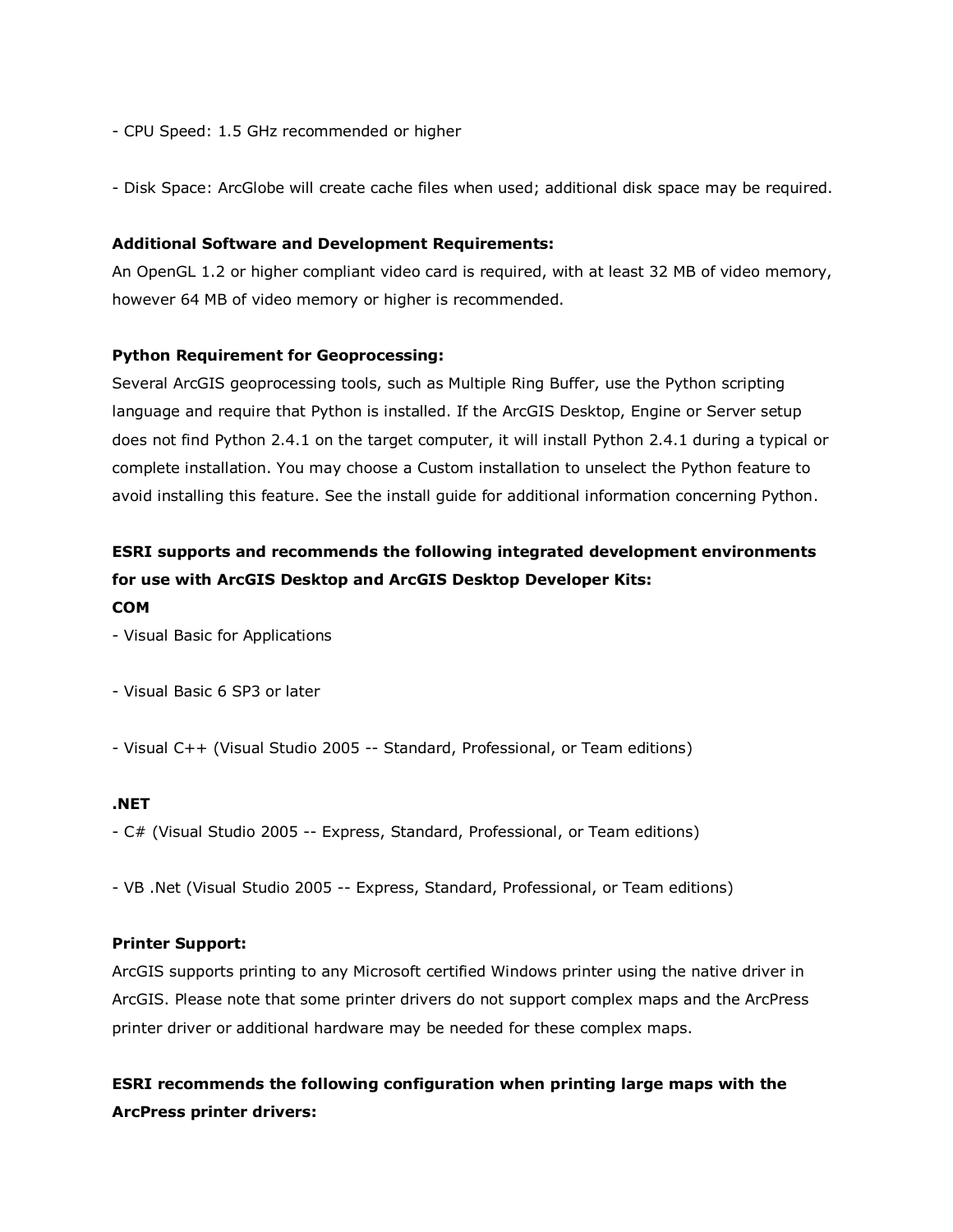- CPU Speed: 1.5 GHz recommended or higher

- Disk Space: ArcGlobe will create cache files when used; additional disk space may be required.

**Additional Software and Development Requirements:**
An OpenGL 1.2 or higher compliant video card is required, with at least 32 MB of video memory, however 64 MB of video memory or higher is recommended.

**Python Requirement for Geoprocessing:**
Several ArcGIS geoprocessing tools, such as Multiple Ring Buffer, use the Python scripting language and require that Python is installed. If the ArcGIS Desktop, Engine or Server setup does not find Python 2.4.1 on the target computer, it will install Python 2.4.1 during a typical or complete installation. You may choose a Custom installation to unselect the Python feature to avoid installing this feature. See the install guide for additional information concerning Python.

**ESRI supports and recommends the following integrated development environments for use with ArcGIS Desktop and ArcGIS Desktop Developer Kits:**

**COM**

- Visual Basic for Applications

- Visual Basic 6 SP3 or later

- Visual C++ (Visual Studio 2005 -- Standard, Professional, or Team editions)

**.NET**

- C# (Visual Studio 2005 -- Express, Standard, Professional, or Team editions)

- VB .Net (Visual Studio 2005 -- Express, Standard, Professional, or Team editions)

**Printer Support:**
ArcGIS supports printing to any Microsoft certified Windows printer using the native driver in ArcGIS. Please note that some printer drivers do not support complex maps and the ArcPress printer driver or additional hardware may be needed for these complex maps.

**ESRI recommends the following configuration when printing large maps with the ArcPress printer drivers:**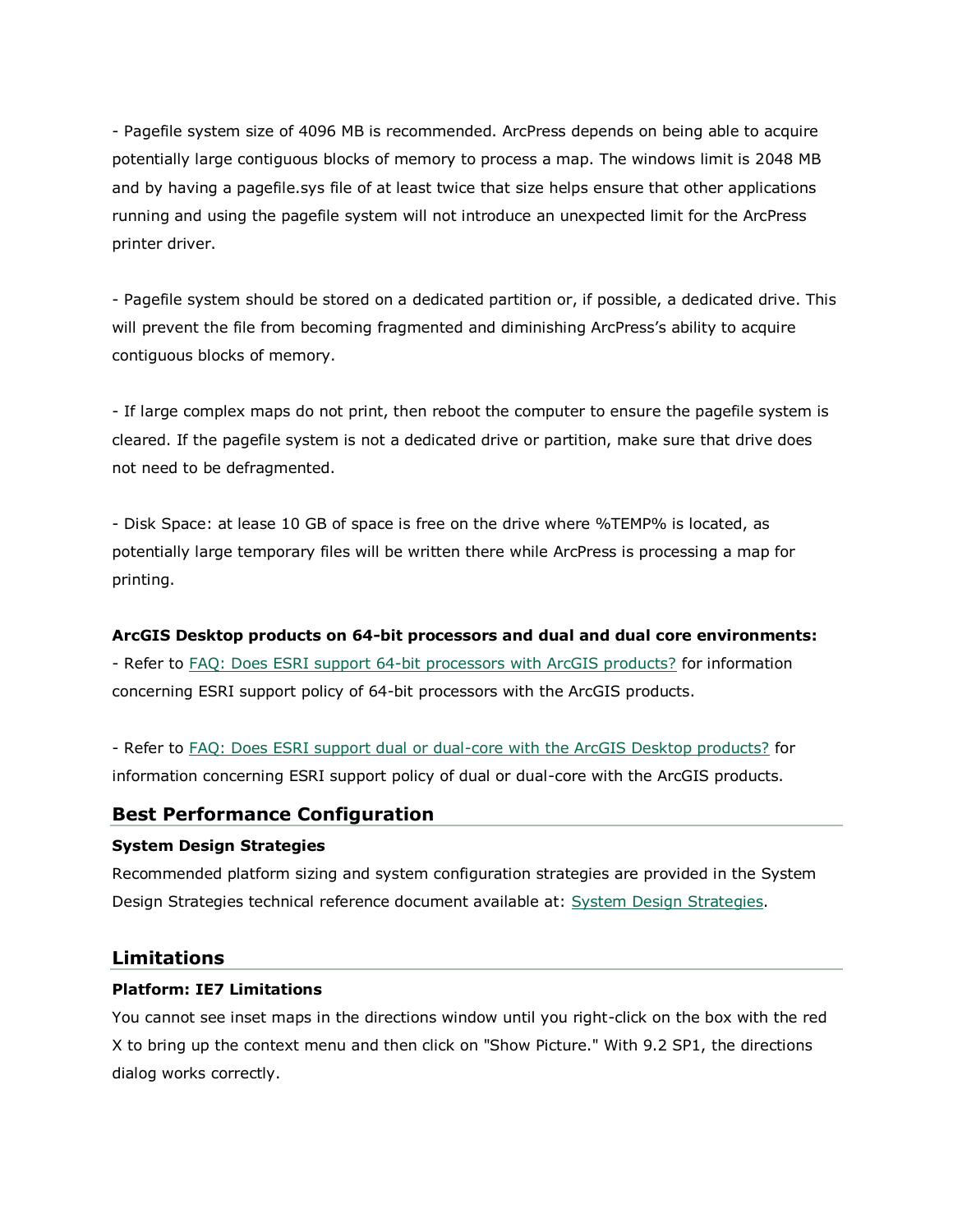- Pagefile system size of 4096 MB is recommended. ArcPress depends on being able to acquire potentially large contiguous blocks of memory to process a map. The windows limit is 2048 MB and by having a pagefile.sys file of at least twice that size helps ensure that other applications running and using the pagefile system will not introduce an unexpected limit for the ArcPress printer driver.

- Pagefile system should be stored on a dedicated partition or, if possible, a dedicated drive. This will prevent the file from becoming fragmented and diminishing ArcPress's ability to acquire contiguous blocks of memory.

- If large complex maps do not print, then reboot the computer to ensure the pagefile system is cleared. If the pagefile system is not a dedicated drive or partition, make sure that drive does not need to be defragmented.

- Disk Space: at lease 10 GB of space is free on the drive where %TEMP% is located, as potentially large temporary files will be written there while ArcPress is processing a map for printing.

**ArcGIS Desktop products on 64-bit processors and dual and dual core environments:**
- Refer to [FAQ: Does ESRI support 64-bit processors with ArcGIS products?]() for information concerning ESRI support policy of 64-bit processors with the ArcGIS products.

- Refer to [FAQ: Does ESRI support dual or dual-core with the ArcGIS Desktop products?]() for information concerning ESRI support policy of dual or dual-core with the ArcGIS products.

## Best Performance Configuration

### System Design Strategies

Recommended platform sizing and system configuration strategies are provided in the System Design Strategies technical reference document available at: [System Design Strategies]().

## Limitations

### Platform: IE7 Limitations

You cannot see inset maps in the directions window until you right-click on the box with the red X to bring up the context menu and then click on "Show Picture." With 9.2 SP1, the directions dialog works correctly.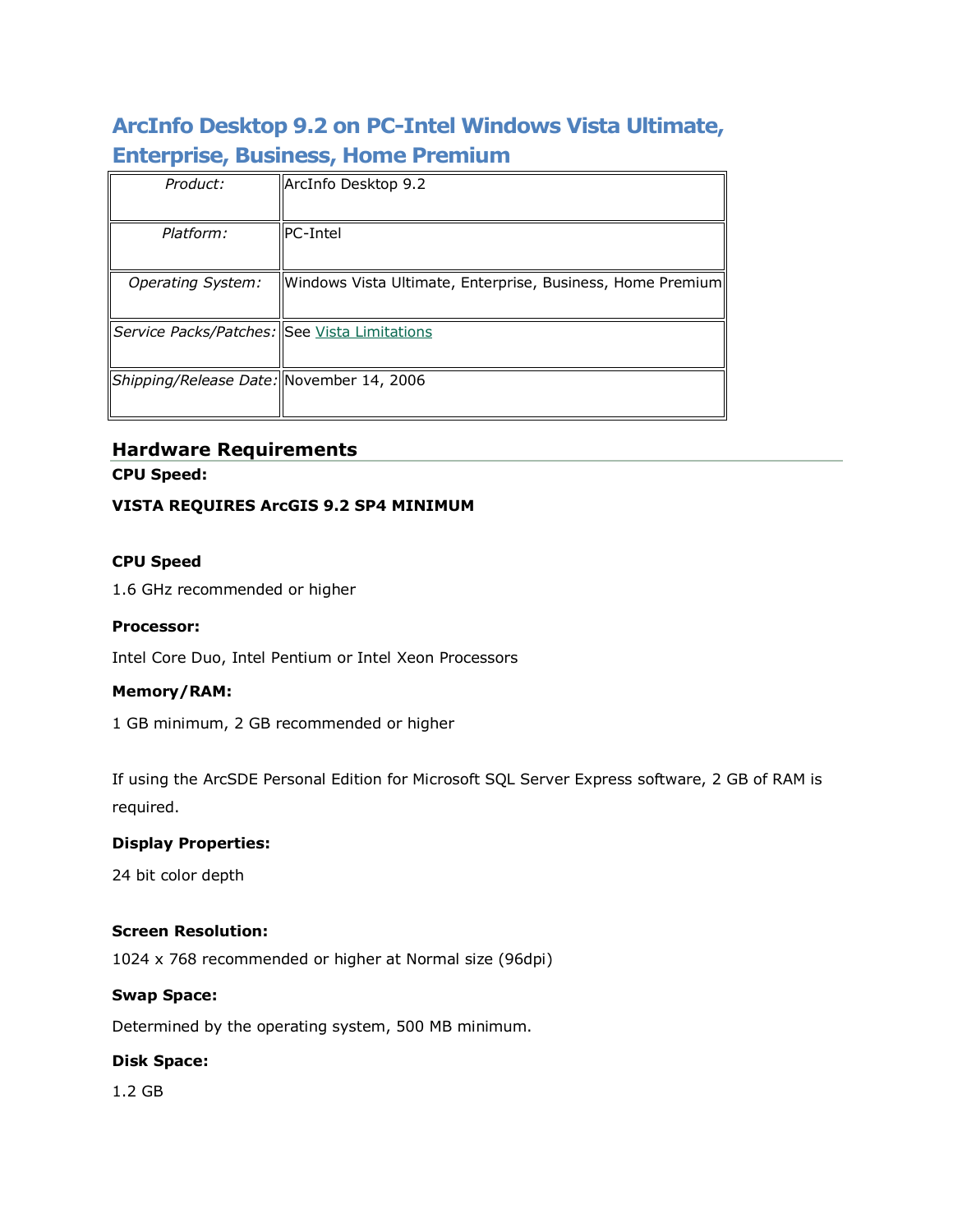## ArcInfo Desktop 9.2 on PC-Intel Windows Vista Ultimate, Enterprise, Business, Home Premium

| | |
|---|---|
| *Product:* | ArcInfo Desktop 9.2 |
| *Platform:* | PC-Intel |
| *Operating System:* | Windows Vista Ultimate, Enterprise, Business, Home Premium |
| *Service Packs/Patches:* | See Vista Limitations |
| *Shipping/Release Date:* | November 14, 2006 |

### Hardware Requirements

**CPU Speed:**

**VISTA REQUIRES ArcGIS 9.2 SP4 MINIMUM**

**CPU Speed**

1.6 GHz recommended or higher

**Processor:**

Intel Core Duo, Intel Pentium or Intel Xeon Processors

**Memory/RAM:**

1 GB minimum, 2 GB recommended or higher

If using the ArcSDE Personal Edition for Microsoft SQL Server Express software, 2 GB of RAM is required.

**Display Properties:**

24 bit color depth

**Screen Resolution:**

1024 x 768 recommended or higher at Normal size (96dpi)

**Swap Space:**

Determined by the operating system, 500 MB minimum.

**Disk Space:**

1.2 GB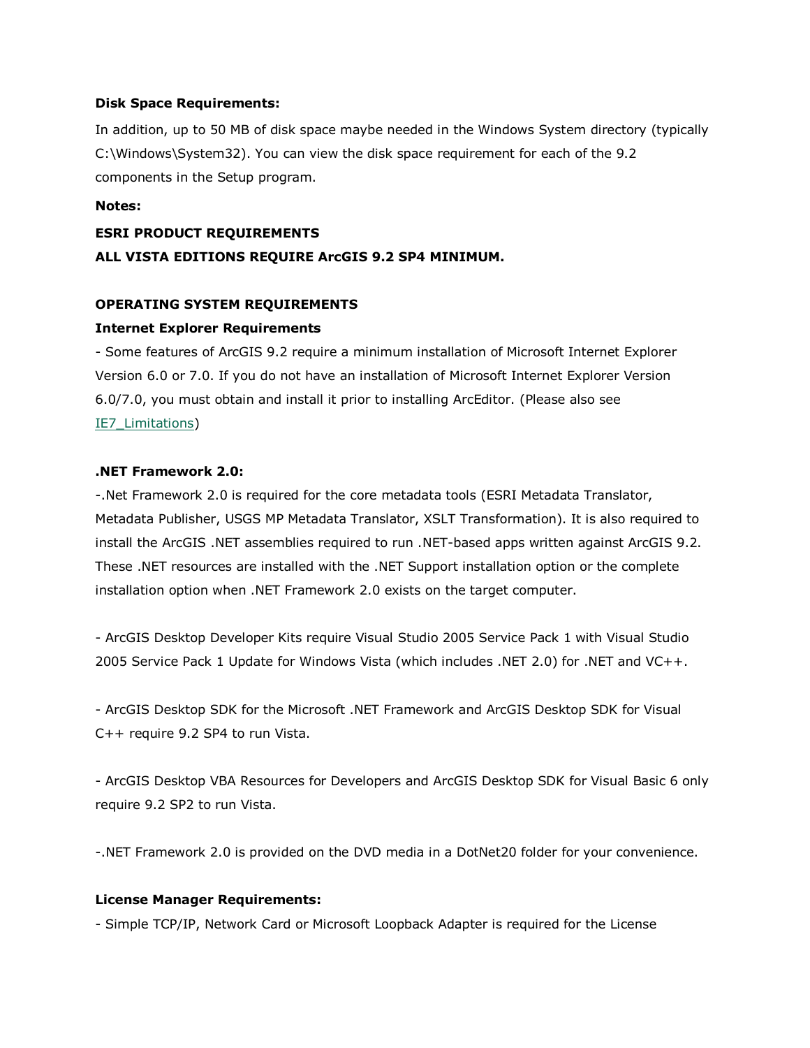**Disk Space Requirements:**

In addition, up to 50 MB of disk space maybe needed in the Windows System directory (typically C:\Windows\System32). You can view the disk space requirement for each of the 9.2 components in the Setup program.

**Notes:**

**ESRI PRODUCT REQUIREMENTS**

**ALL VISTA EDITIONS REQUIRE ArcGIS 9.2 SP4 MINIMUM.**

**OPERATING SYSTEM REQUIREMENTS**

**Internet Explorer Requirements**

- Some features of ArcGIS 9.2 require a minimum installation of Microsoft Internet Explorer Version 6.0 or 7.0. If you do not have an installation of Microsoft Internet Explorer Version 6.0/7.0, you must obtain and install it prior to installing ArcEditor. (Please also see IE7_Limitations)

**.NET Framework 2.0:**

-.Net Framework 2.0 is required for the core metadata tools (ESRI Metadata Translator, Metadata Publisher, USGS MP Metadata Translator, XSLT Transformation). It is also required to install the ArcGIS .NET assemblies required to run .NET-based apps written against ArcGIS 9.2. These .NET resources are installed with the .NET Support installation option or the complete installation option when .NET Framework 2.0 exists on the target computer.

- ArcGIS Desktop Developer Kits require Visual Studio 2005 Service Pack 1 with Visual Studio 2005 Service Pack 1 Update for Windows Vista (which includes .NET 2.0) for .NET and VC++.

- ArcGIS Desktop SDK for the Microsoft .NET Framework and ArcGIS Desktop SDK for Visual C++ require 9.2 SP4 to run Vista.

- ArcGIS Desktop VBA Resources for Developers and ArcGIS Desktop SDK for Visual Basic 6 only require 9.2 SP2 to run Vista.

-.NET Framework 2.0 is provided on the DVD media in a DotNet20 folder for your convenience.

**License Manager Requirements:**

- Simple TCP/IP, Network Card or Microsoft Loopback Adapter is required for the License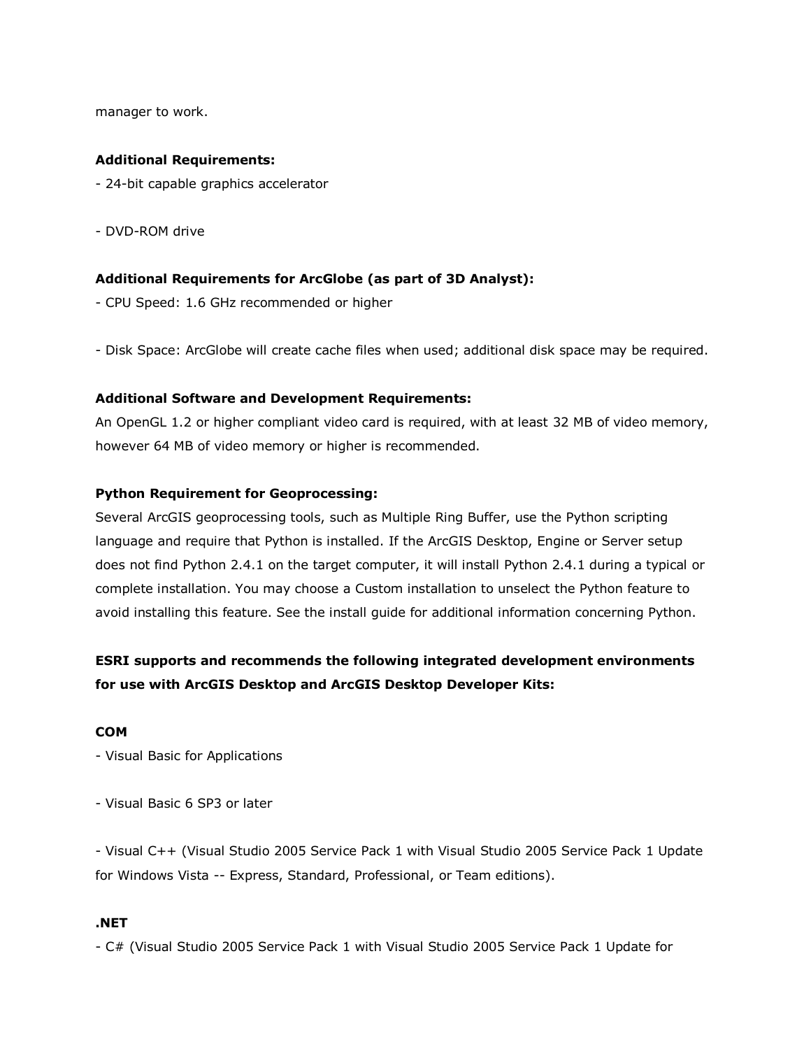manager to work.

**Additional Requirements:**
- 24-bit capable graphics accelerator

- DVD-ROM drive

**Additional Requirements for ArcGlobe (as part of 3D Analyst):**
- CPU Speed: 1.6 GHz recommended or higher

- Disk Space: ArcGlobe will create cache files when used; additional disk space may be required.

**Additional Software and Development Requirements:**
An OpenGL 1.2 or higher compliant video card is required, with at least 32 MB of video memory, however 64 MB of video memory or higher is recommended.

**Python Requirement for Geoprocessing:**
Several ArcGIS geoprocessing tools, such as Multiple Ring Buffer, use the Python scripting language and require that Python is installed. If the ArcGIS Desktop, Engine or Server setup does not find Python 2.4.1 on the target computer, it will install Python 2.4.1 during a typical or complete installation. You may choose a Custom installation to unselect the Python feature to avoid installing this feature. See the install guide for additional information concerning Python.

**ESRI supports and recommends the following integrated development environments for use with ArcGIS Desktop and ArcGIS Desktop Developer Kits:**

**COM**
- Visual Basic for Applications

- Visual Basic 6 SP3 or later

- Visual C++ (Visual Studio 2005 Service Pack 1 with Visual Studio 2005 Service Pack 1 Update for Windows Vista -- Express, Standard, Professional, or Team editions).

**.NET**
- C# (Visual Studio 2005 Service Pack 1 with Visual Studio 2005 Service Pack 1 Update for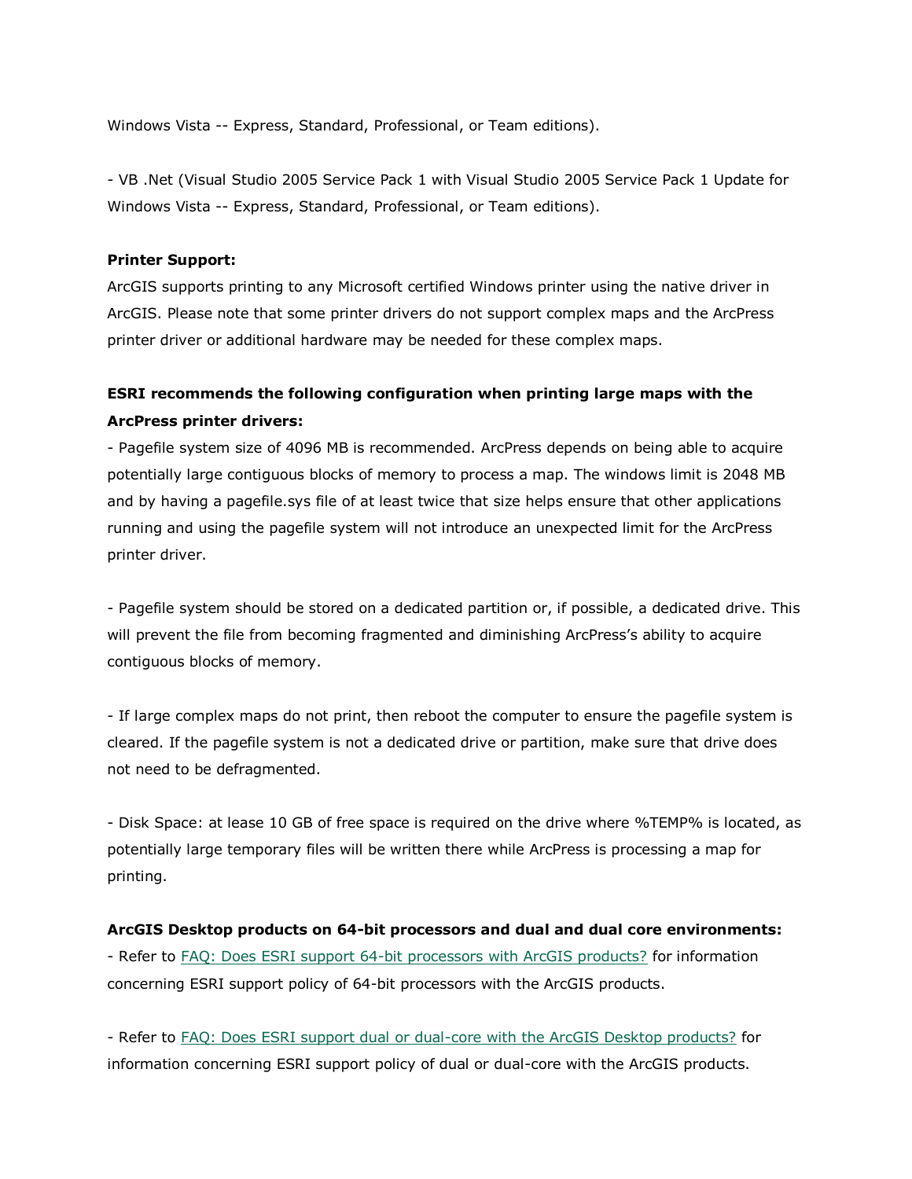Windows Vista -- Express, Standard, Professional, or Team editions).

- VB .Net (Visual Studio 2005 Service Pack 1 with Visual Studio 2005 Service Pack 1 Update for Windows Vista -- Express, Standard, Professional, or Team editions).

**Printer Support:**
ArcGIS supports printing to any Microsoft certified Windows printer using the native driver in ArcGIS. Please note that some printer drivers do not support complex maps and the ArcPress printer driver or additional hardware may be needed for these complex maps.

**ESRI recommends the following configuration when printing large maps with the ArcPress printer drivers:**
- Pagefile system size of 4096 MB is recommended. ArcPress depends on being able to acquire potentially large contiguous blocks of memory to process a map. The windows limit is 2048 MB and by having a pagefile.sys file of at least twice that size helps ensure that other applications running and using the pagefile system will not introduce an unexpected limit for the ArcPress printer driver.

- Pagefile system should be stored on a dedicated partition or, if possible, a dedicated drive. This will prevent the file from becoming fragmented and diminishing ArcPress's ability to acquire contiguous blocks of memory.

- If large complex maps do not print, then reboot the computer to ensure the pagefile system is cleared. If the pagefile system is not a dedicated drive or partition, make sure that drive does not need to be defragmented.

- Disk Space: at lease 10 GB of free space is required on the drive where %TEMP% is located, as potentially large temporary files will be written there while ArcPress is processing a map for printing.

**ArcGIS Desktop products on 64-bit processors and dual and dual core environments:**
- Refer to FAQ: Does ESRI support 64-bit processors with ArcGIS products? for information concerning ESRI support policy of 64-bit processors with the ArcGIS products.

- Refer to FAQ: Does ESRI support dual or dual-core with the ArcGIS Desktop products? for information concerning ESRI support policy of dual or dual-core with the ArcGIS products.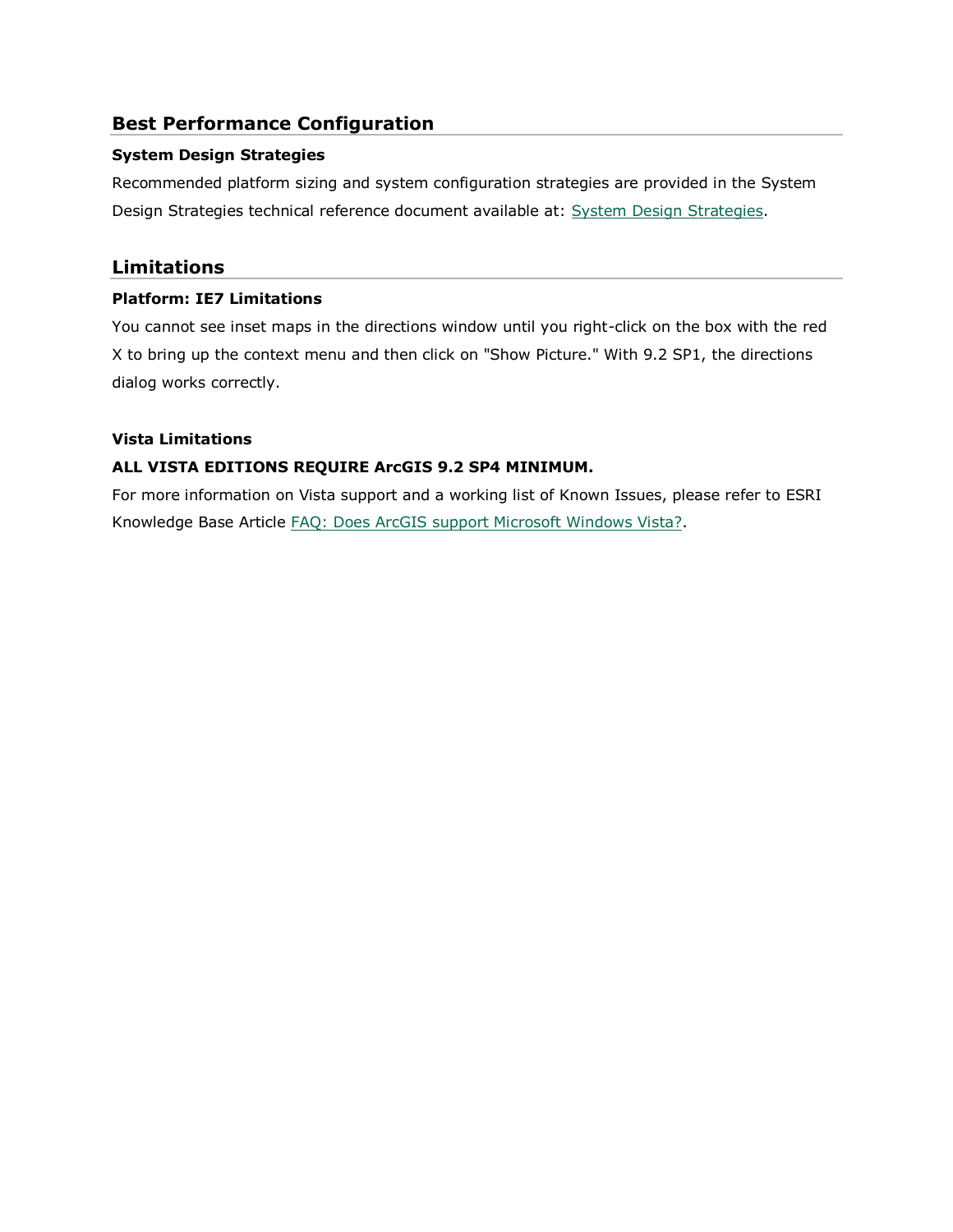## Best Performance Configuration

### System Design Strategies

Recommended platform sizing and system configuration strategies are provided in the System Design Strategies technical reference document available at: System Design Strategies.

## Limitations

### Platform: IE7 Limitations

You cannot see inset maps in the directions window until you right-click on the box with the red X to bring up the context menu and then click on "Show Picture." With 9.2 SP1, the directions dialog works correctly.

### Vista Limitations

**ALL VISTA EDITIONS REQUIRE ArcGIS 9.2 SP4 MINIMUM.**

For more information on Vista support and a working list of Known Issues, please refer to ESRI Knowledge Base Article FAQ: Does ArcGIS support Microsoft Windows Vista?.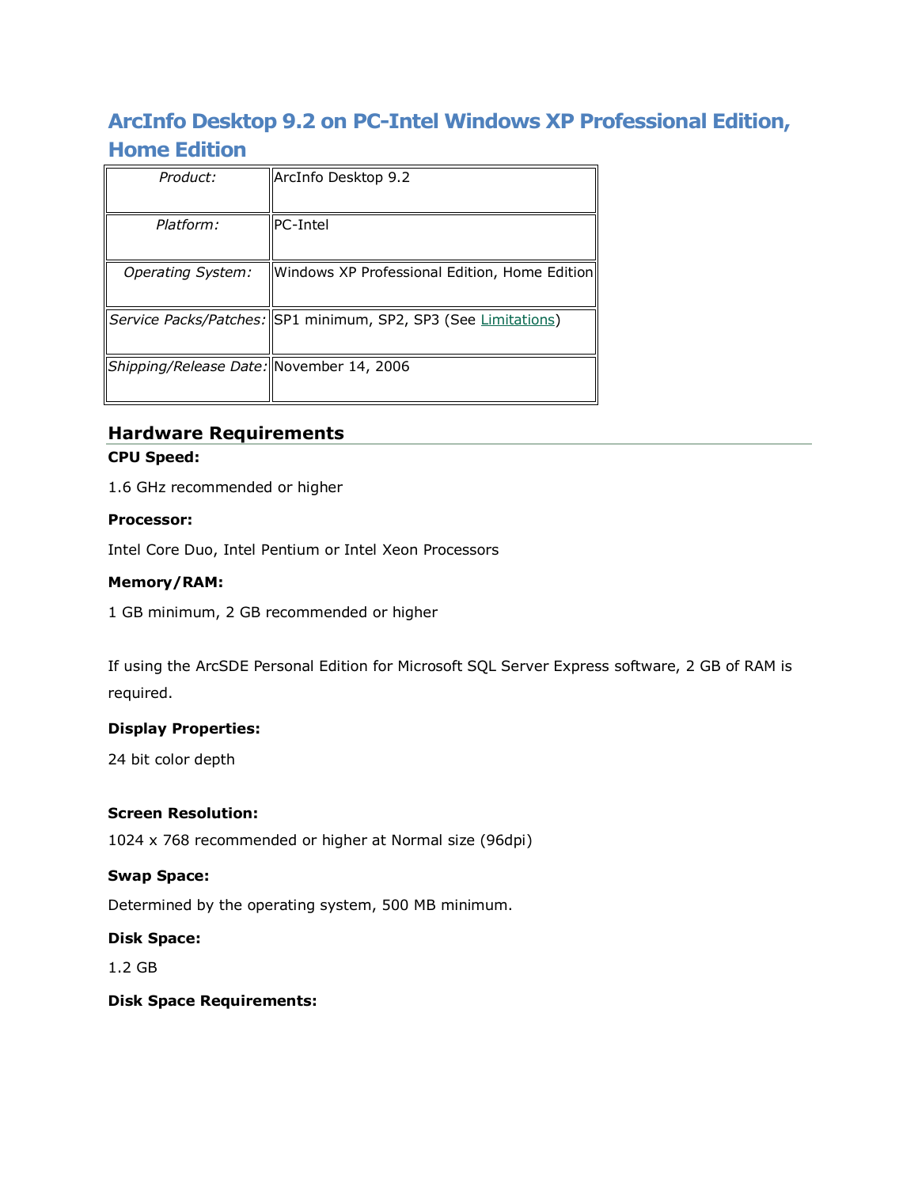## ArcInfo Desktop 9.2 on PC-Intel Windows XP Professional Edition, Home Edition

| *Product:* | ArcInfo Desktop 9.2 |
| --- | --- |
| *Platform:* | PC-Intel |
| *Operating System:* | Windows XP Professional Edition, Home Edition |
| *Service Packs/Patches:* | SP1 minimum, SP2, SP3 (See Limitations) |
| *Shipping/Release Date:* | November 14, 2006 |

### Hardware Requirements

**CPU Speed:**

1.6 GHz recommended or higher

**Processor:**

Intel Core Duo, Intel Pentium or Intel Xeon Processors

**Memory/RAM:**

1 GB minimum, 2 GB recommended or higher

If using the ArcSDE Personal Edition for Microsoft SQL Server Express software, 2 GB of RAM is required.

**Display Properties:**

24 bit color depth

**Screen Resolution:**

1024 x 768 recommended or higher at Normal size (96dpi)

**Swap Space:**

Determined by the operating system, 500 MB minimum.

**Disk Space:**

1.2 GB

**Disk Space Requirements:**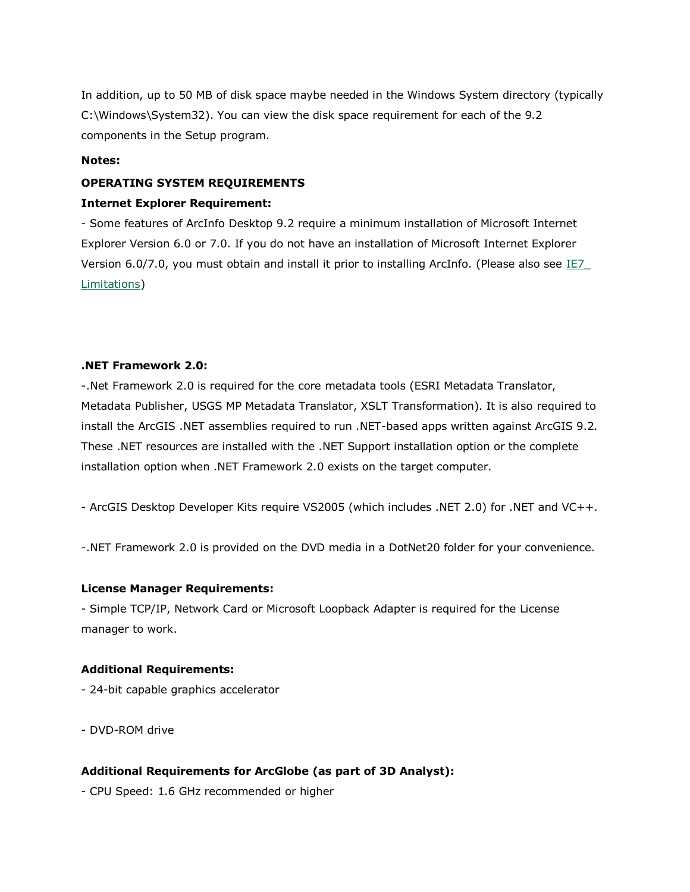In addition, up to 50 MB of disk space maybe needed in the Windows System directory (typically C:\Windows\System32). You can view the disk space requirement for each of the 9.2 components in the Setup program.

**Notes:**

**OPERATING SYSTEM REQUIREMENTS**

**Internet Explorer Requirement:**

- Some features of ArcInfo Desktop 9.2 require a minimum installation of Microsoft Internet Explorer Version 6.0 or 7.0. If you do not have an installation of Microsoft Internet Explorer Version 6.0/7.0, you must obtain and install it prior to installing ArcInfo. (Please also see IE7_ Limitations)

**.NET Framework 2.0:**

-.Net Framework 2.0 is required for the core metadata tools (ESRI Metadata Translator, Metadata Publisher, USGS MP Metadata Translator, XSLT Transformation). It is also required to install the ArcGIS .NET assemblies required to run .NET-based apps written against ArcGIS 9.2. These .NET resources are installed with the .NET Support installation option or the complete installation option when .NET Framework 2.0 exists on the target computer.

- ArcGIS Desktop Developer Kits require VS2005 (which includes .NET 2.0) for .NET and VC++.

-.NET Framework 2.0 is provided on the DVD media in a DotNet20 folder for your convenience.

**License Manager Requirements:**

- Simple TCP/IP, Network Card or Microsoft Loopback Adapter is required for the License manager to work.

**Additional Requirements:**

- 24-bit capable graphics accelerator

- DVD-ROM drive

**Additional Requirements for ArcGlobe (as part of 3D Analyst):**

- CPU Speed: 1.6 GHz recommended or higher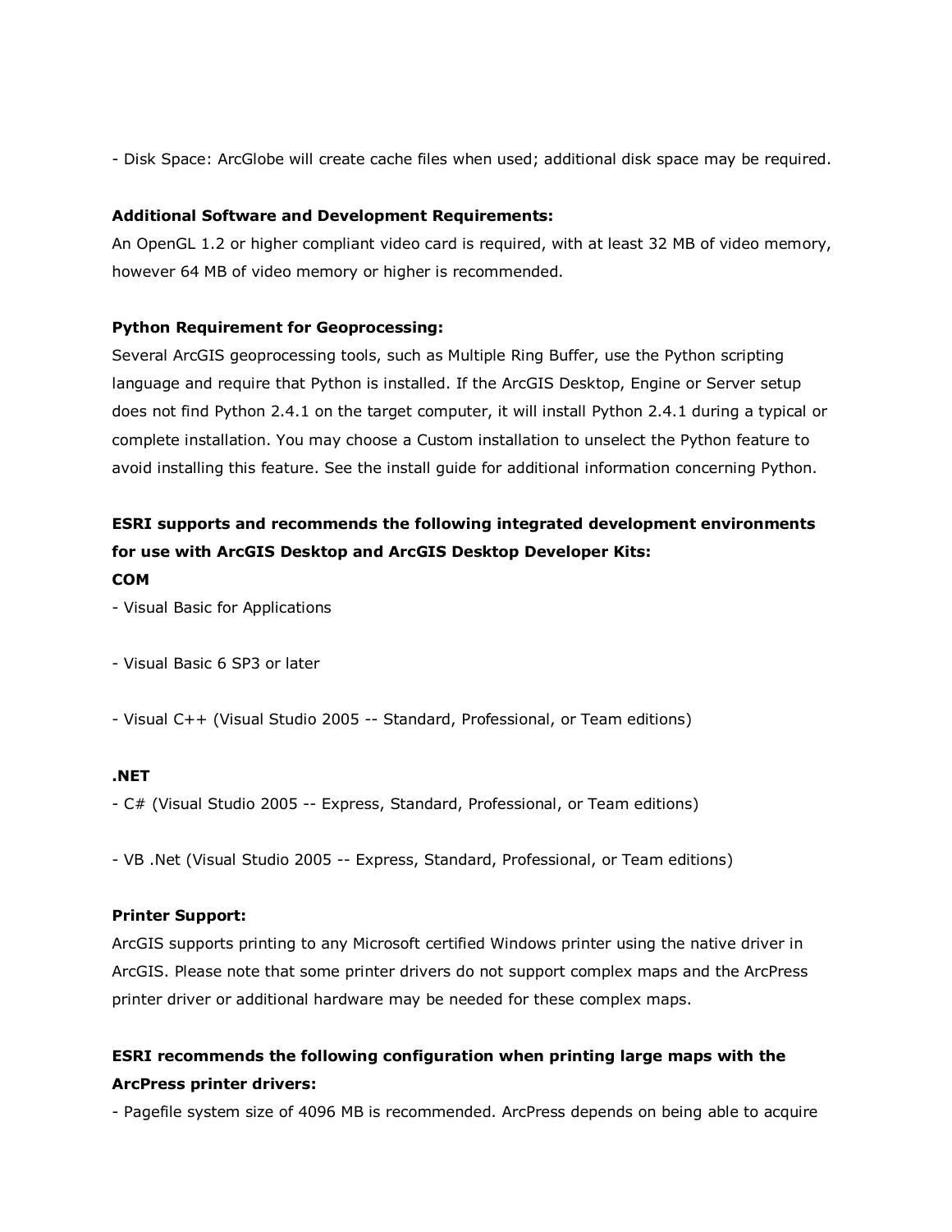- Disk Space: ArcGlobe will create cache files when used; additional disk space may be required.

**Additional Software and Development Requirements:**
An OpenGL 1.2 or higher compliant video card is required, with at least 32 MB of video memory, however 64 MB of video memory or higher is recommended.

**Python Requirement for Geoprocessing:**
Several ArcGIS geoprocessing tools, such as Multiple Ring Buffer, use the Python scripting language and require that Python is installed. If the ArcGIS Desktop, Engine or Server setup does not find Python 2.4.1 on the target computer, it will install Python 2.4.1 during a typical or complete installation. You may choose a Custom installation to unselect the Python feature to avoid installing this feature. See the install guide for additional information concerning Python.

**ESRI supports and recommends the following integrated development environments for use with ArcGIS Desktop and ArcGIS Desktop Developer Kits:**

**COM**

- Visual Basic for Applications

- Visual Basic 6 SP3 or later

- Visual C++ (Visual Studio 2005 -- Standard, Professional, or Team editions)

**.NET**

- C# (Visual Studio 2005 -- Express, Standard, Professional, or Team editions)

- VB .Net (Visual Studio 2005 -- Express, Standard, Professional, or Team editions)

**Printer Support:**
ArcGIS supports printing to any Microsoft certified Windows printer using the native driver in ArcGIS. Please note that some printer drivers do not support complex maps and the ArcPress printer driver or additional hardware may be needed for these complex maps.

**ESRI recommends the following configuration when printing large maps with the ArcPress printer drivers:**

- Pagefile system size of 4096 MB is recommended. ArcPress depends on being able to acquire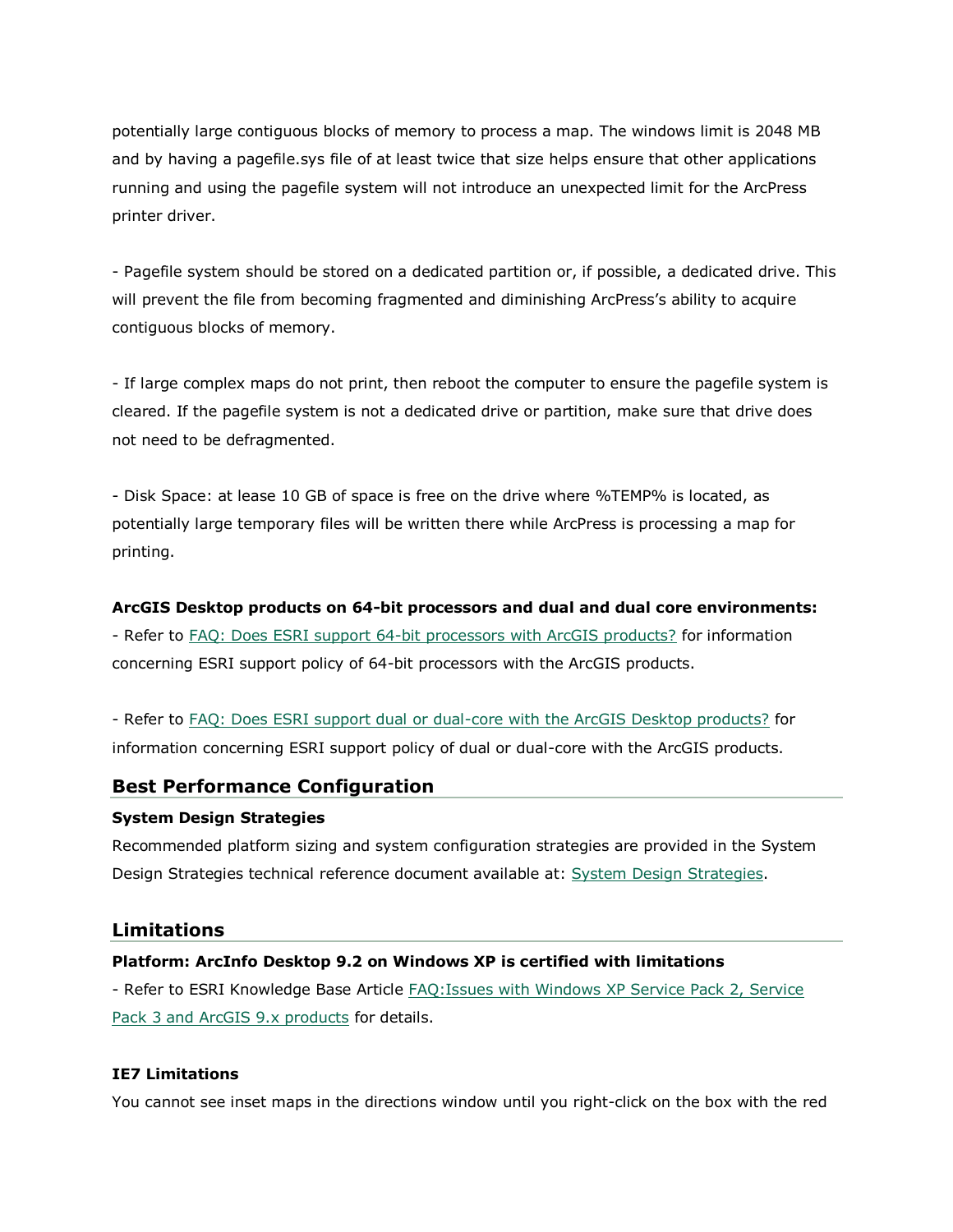potentially large contiguous blocks of memory to process a map. The windows limit is 2048 MB and by having a pagefile.sys file of at least twice that size helps ensure that other applications running and using the pagefile system will not introduce an unexpected limit for the ArcPress printer driver.

- Pagefile system should be stored on a dedicated partition or, if possible, a dedicated drive. This will prevent the file from becoming fragmented and diminishing ArcPress's ability to acquire contiguous blocks of memory.

- If large complex maps do not print, then reboot the computer to ensure the pagefile system is cleared. If the pagefile system is not a dedicated drive or partition, make sure that drive does not need to be defragmented.

- Disk Space: at lease 10 GB of space is free on the drive where %TEMP% is located, as potentially large temporary files will be written there while ArcPress is processing a map for printing.

**ArcGIS Desktop products on 64-bit processors and dual and dual core environments:**
- Refer to FAQ: Does ESRI support 64-bit processors with ArcGIS products? for information concerning ESRI support policy of 64-bit processors with the ArcGIS products.

- Refer to FAQ: Does ESRI support dual or dual-core with the ArcGIS Desktop products? for information concerning ESRI support policy of dual or dual-core with the ArcGIS products.

## Best Performance Configuration

**System Design Strategies**
Recommended platform sizing and system configuration strategies are provided in the System Design Strategies technical reference document available at: System Design Strategies.

## Limitations

**Platform: ArcInfo Desktop 9.2 on Windows XP is certified with limitations**
- Refer to ESRI Knowledge Base Article FAQ:Issues with Windows XP Service Pack 2, Service Pack 3 and ArcGIS 9.x products for details.

**IE7 Limitations**
You cannot see inset maps in the directions window until you right-click on the box with the red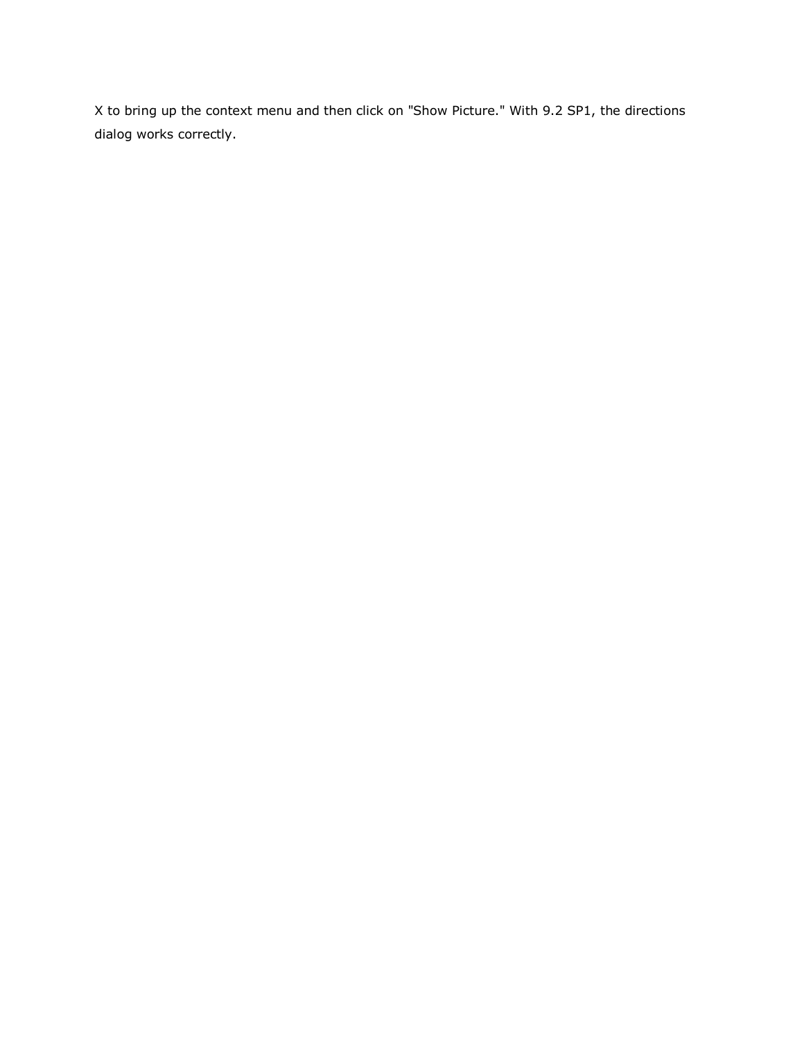X to bring up the context menu and then click on "Show Picture." With 9.2 SP1, the directions dialog works correctly.